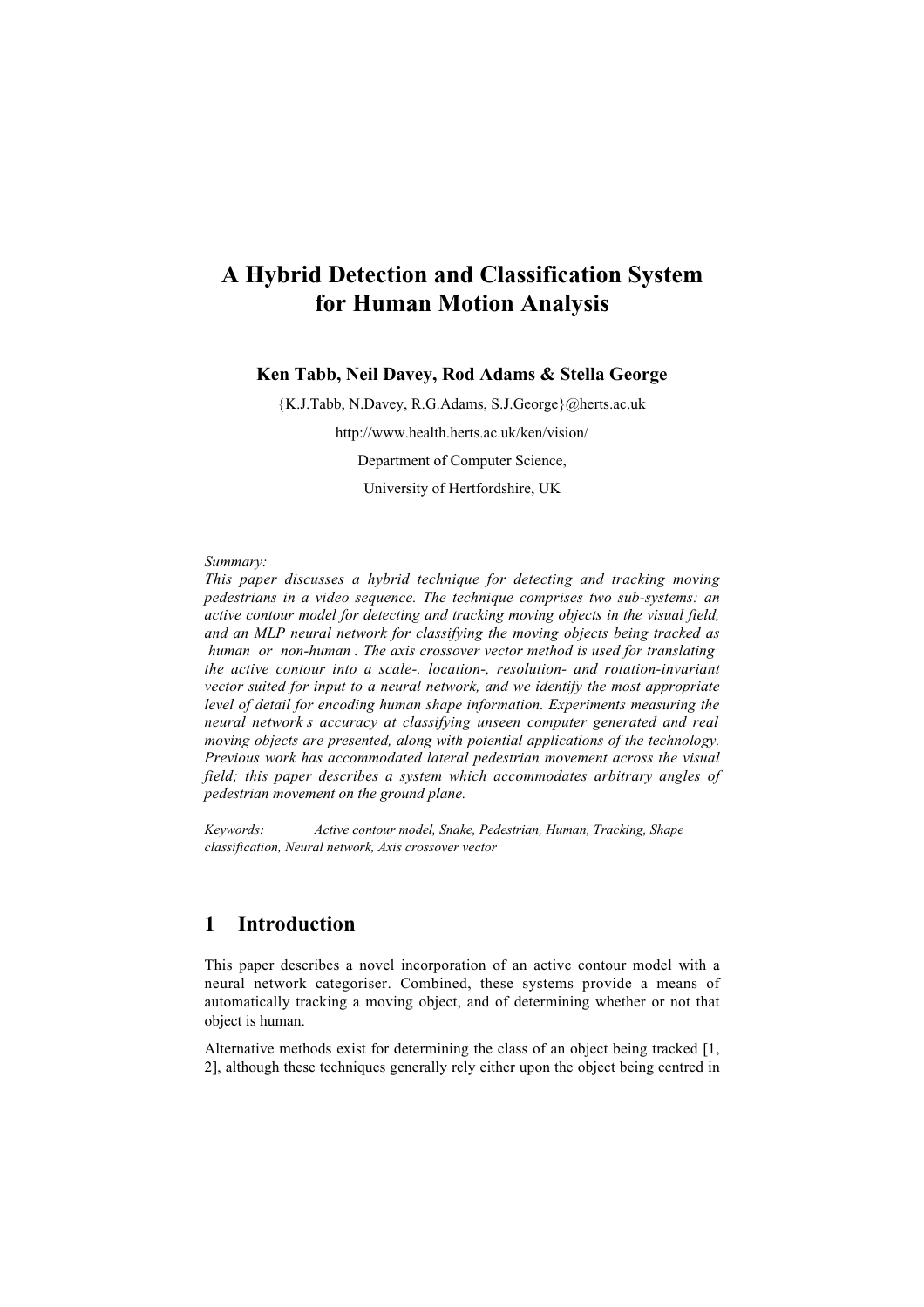# A Hybrid Detection and Classification System for Human Motion Analysis

**Ken Tabb, Neil Davey, Rod Adams & Stella George**

{K.J.Tabb, N.Davey, R.G.Adams, S.J.George}@herts.ac.uk

http://www.health.herts.ac.uk/ken/vision/

Department of Computer Science,

University of Hertfordshire, UK

*Summary:*
*This paper discusses a hybrid technique for detecting and tracking moving pedestrians in a video sequence. The technique comprises two sub-systems: an active contour model for detecting and tracking moving objects in the visual field, and an MLP neural network for classifying the moving objects being tracked as human or non-human. The axis crossover vector method is used for translating the active contour into a scale-. location-, resolution- and rotation-invariant vector suited for input to a neural network, and we identify the most appropriate level of detail for encoding human shape information. Experiments measuring the neural network s accuracy at classifying unseen computer generated and real moving objects are presented, along with potential applications of the technology. Previous work has accommodated lateral pedestrian movement across the visual field; this paper describes a system which accommodates arbitrary angles of pedestrian movement on the ground plane.*

*Keywords: Active contour model, Snake, Pedestrian, Human, Tracking, Shape classification, Neural network, Axis crossover vector*

## 1 Introduction

This paper describes a novel incorporation of an active contour model with a neural network categoriser. Combined, these systems provide a means of automatically tracking a moving object, and of determining whether or not that object is human.

Alternative methods exist for determining the class of an object being tracked [1, 2], although these techniques generally rely either upon the object being centred in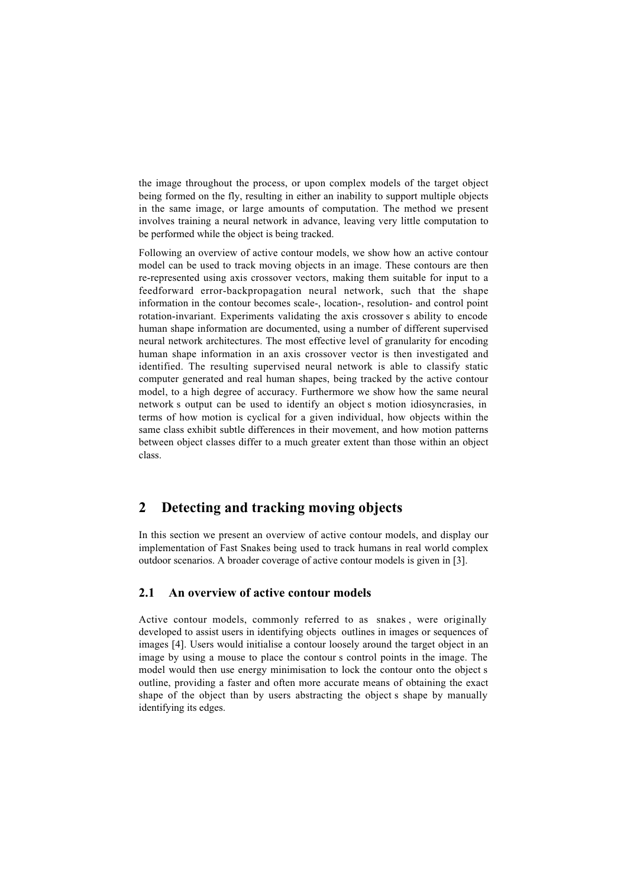the image throughout the process, or upon complex models of the target object being formed on the fly, resulting in either an inability to support multiple objects in the same image, or large amounts of computation. The method we present involves training a neural network in advance, leaving very little computation to be performed while the object is being tracked.

Following an overview of active contour models, we show how an active contour model can be used to track moving objects in an image. These contours are then re-represented using axis crossover vectors, making them suitable for input to a feedforward error-backpropagation neural network, such that the shape information in the contour becomes scale-, location-, resolution- and control point rotation-invariant. Experiments validating the axis crossover s ability to encode human shape information are documented, using a number of different supervised neural network architectures. The most effective level of granularity for encoding human shape information in an axis crossover vector is then investigated and identified. The resulting supervised neural network is able to classify static computer generated and real human shapes, being tracked by the active contour model, to a high degree of accuracy. Furthermore we show how the same neural network s output can be used to identify an object s motion idiosyncrasies, in terms of how motion is cyclical for a given individual, how objects within the same class exhibit subtle differences in their movement, and how motion patterns between object classes differ to a much greater extent than those within an object class.

## 2 Detecting and tracking moving objects

In this section we present an overview of active contour models, and display our implementation of Fast Snakes being used to track humans in real world complex outdoor scenarios. A broader coverage of active contour models is given in [3].

### 2.1 An overview of active contour models

Active contour models, commonly referred to as snakes , were originally developed to assist users in identifying objects outlines in images or sequences of images [4]. Users would initialise a contour loosely around the target object in an image by using a mouse to place the contour s control points in the image. The model would then use energy minimisation to lock the contour onto the object s outline, providing a faster and often more accurate means of obtaining the exact shape of the object than by users abstracting the object s shape by manually identifying its edges.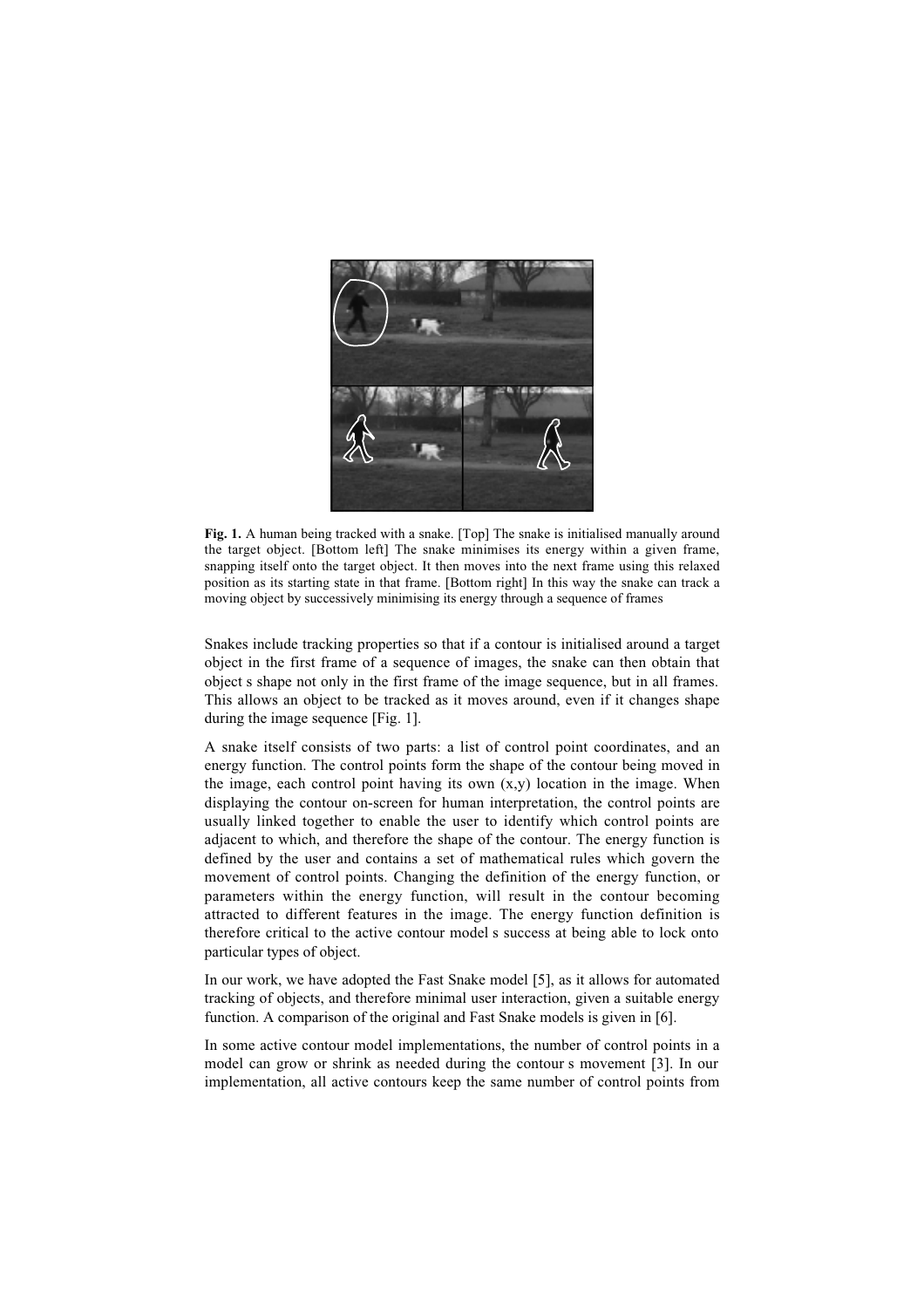**Fig. 1.** A human being tracked with a snake. [Top] The snake is initialised manually around the target object. [Bottom left] The snake minimises its energy within a given frame, snapping itself onto the target object. It then moves into the next frame using this relaxed position as its starting state in that frame. [Bottom right] In this way the snake can track a moving object by successively minimising its energy through a sequence of frames

Snakes include tracking properties so that if a contour is initialised around a target object in the first frame of a sequence of images, the snake can then obtain that object s shape not only in the first frame of the image sequence, but in all frames. This allows an object to be tracked as it moves around, even if it changes shape during the image sequence [Fig. 1].

A snake itself consists of two parts: a list of control point coordinates, and an energy function. The control points form the shape of the contour being moved in the image, each control point having its own (x,y) location in the image. When displaying the contour on-screen for human interpretation, the control points are usually linked together to enable the user to identify which control points are adjacent to which, and therefore the shape of the contour. The energy function is defined by the user and contains a set of mathematical rules which govern the movement of control points. Changing the definition of the energy function, or parameters within the energy function, will result in the contour becoming attracted to different features in the image. The energy function definition is therefore critical to the active contour model s success at being able to lock onto particular types of object.

In our work, we have adopted the Fast Snake model [5], as it allows for automated tracking of objects, and therefore minimal user interaction, given a suitable energy function. A comparison of the original and Fast Snake models is given in [6].

In some active contour model implementations, the number of control points in a model can grow or shrink as needed during the contour s movement [3]. In our implementation, all active contours keep the same number of control points from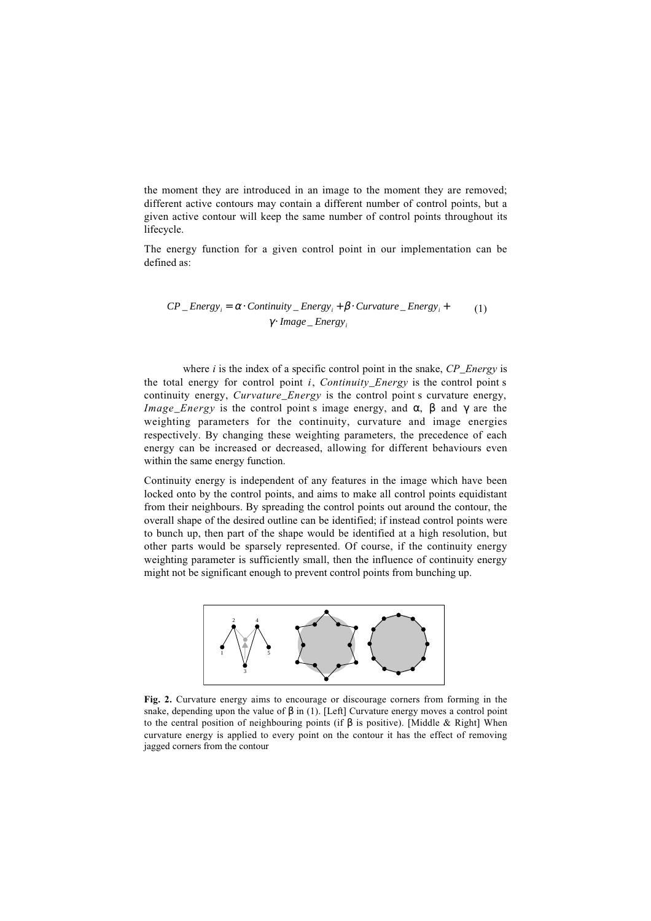the moment they are introduced in an image to the moment they are removed; different active contours may contain a different number of control points, but a given active contour will keep the same number of control points throughout its lifecycle.

The energy function for a given control point in our implementation can be defined as:

$$CP\_Energy_i = \alpha \cdot Continuity\_Energy_i + \beta \cdot Curvature\_Energy_i + \gamma \cdot Image\_Energy_i \quad (1)$$

where $i$ is the index of a specific control point in the snake, *CP_Energy* is the total energy for control point $i$, *Continuity_Energy* is the control point s continuity energy, *Curvature_Energy* is the control point s curvature energy, *Image_Energy* is the control point s image energy, and $\alpha$, $\beta$ and $\gamma$ are the weighting parameters for the continuity, curvature and image energies respectively. By changing these weighting parameters, the precedence of each energy can be increased or decreased, allowing for different behaviours even within the same energy function.

Continuity energy is independent of any features in the image which have been locked onto by the control points, and aims to make all control points equidistant from their neighbours. By spreading the control points out around the contour, the overall shape of the desired outline can be identified; if instead control points were to bunch up, then part of the shape would be identified at a high resolution, but other parts would be sparsely represented. Of course, if the continuity energy weighting parameter is sufficiently small, then the influence of continuity energy might not be significant enough to prevent control points from bunching up.

**Fig. 2.** Curvature energy aims to encourage or discourage corners from forming in the snake, depending upon the value of $\beta$ in (1). [Left] Curvature energy moves a control point to the central position of neighbouring points (if $\beta$ is positive). [Middle & Right] When curvature energy is applied to every point on the contour it has the effect of removing jagged corners from the contour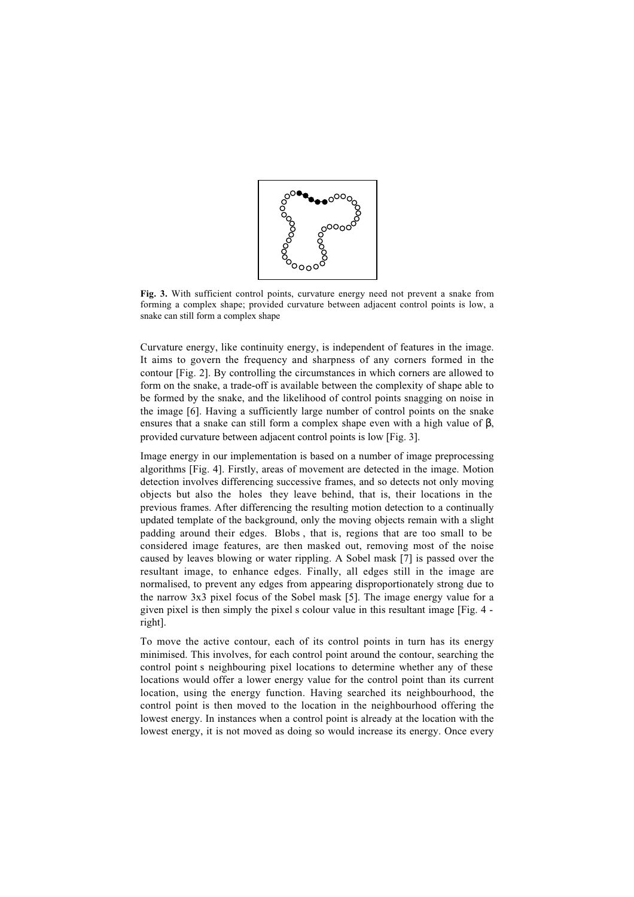**Fig. 3.** With sufficient control points, curvature energy need not prevent a snake from forming a complex shape; provided curvature between adjacent control points is low, a snake can still form a complex shape

Curvature energy, like continuity energy, is independent of features in the image. It aims to govern the frequency and sharpness of any corners formed in the contour [Fig. 2]. By controlling the circumstances in which corners are allowed to form on the snake, a trade-off is available between the complexity of shape able to be formed by the snake, and the likelihood of control points snagging on noise in the image [6]. Having a sufficiently large number of control points on the snake ensures that a snake can still form a complex shape even with a high value of $\beta$, provided curvature between adjacent control points is low [Fig. 3].

Image energy in our implementation is based on a number of image preprocessing algorithms [Fig. 4]. Firstly, areas of movement are detected in the image. Motion detection involves differencing successive frames, and so detects not only moving objects but also the holes they leave behind, that is, their locations in the previous frames. After differencing the resulting motion detection to a continually updated template of the background, only the moving objects remain with a slight padding around their edges. Blobs , that is, regions that are too small to be considered image features, are then masked out, removing most of the noise caused by leaves blowing or water rippling. A Sobel mask [7] is passed over the resultant image, to enhance edges. Finally, all edges still in the image are normalised, to prevent any edges from appearing disproportionately strong due to the narrow 3x3 pixel focus of the Sobel mask [5]. The image energy value for a given pixel is then simply the pixel s colour value in this resultant image [Fig. 4 - right].

To move the active contour, each of its control points in turn has its energy minimised. This involves, for each control point around the contour, searching the control point s neighbouring pixel locations to determine whether any of these locations would offer a lower energy value for the control point than its current location, using the energy function. Having searched its neighbourhood, the control point is then moved to the location in the neighbourhood offering the lowest energy. In instances when a control point is already at the location with the lowest energy, it is not moved as doing so would increase its energy. Once every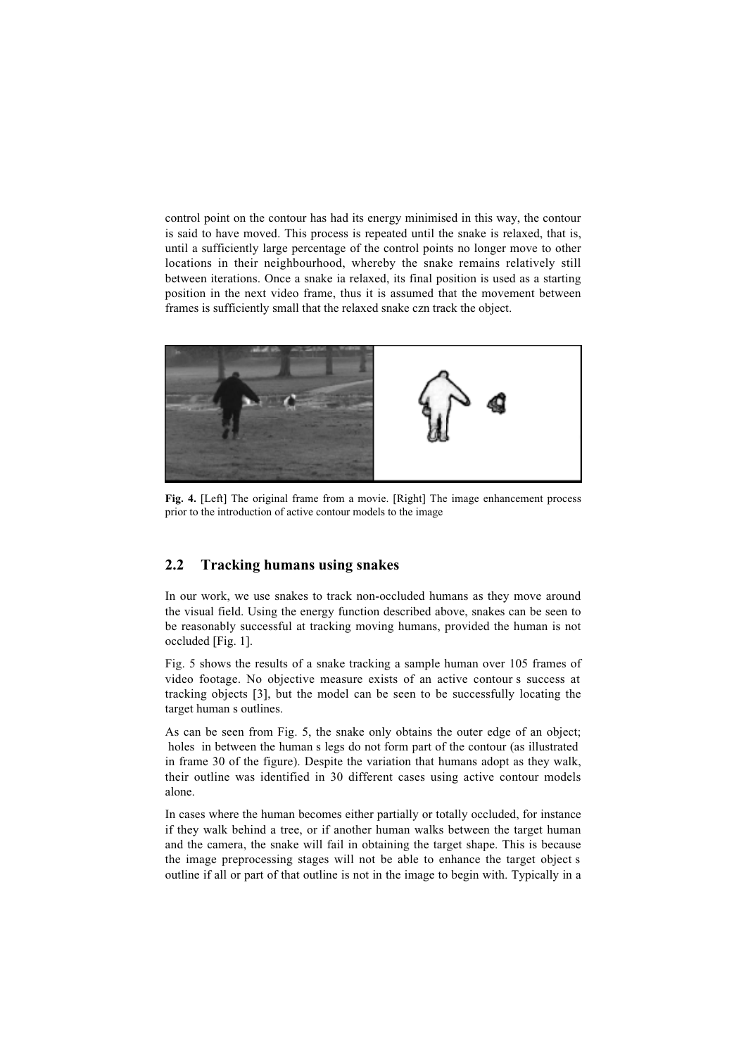control point on the contour has had its energy minimised in this way, the contour is said to have moved. This process is repeated until the snake is relaxed, that is, until a sufficiently large percentage of the control points no longer move to other locations in their neighbourhood, whereby the snake remains relatively still between iterations. Once a snake ia relaxed, its final position is used as a starting position in the next video frame, thus it is assumed that the movement between frames is sufficiently small that the relaxed snake czn track the object.

**Fig. 4.** [Left] The original frame from a movie. [Right] The image enhancement process prior to the introduction of active contour models to the image

## 2.2 Tracking humans using snakes

In our work, we use snakes to track non-occluded humans as they move around the visual field. Using the energy function described above, snakes can be seen to be reasonably successful at tracking moving humans, provided the human is not occluded [Fig. 1].

Fig. 5 shows the results of a snake tracking a sample human over 105 frames of video footage. No objective measure exists of an active contour s success at tracking objects [3], but the model can be seen to be successfully locating the target human s outlines.

As can be seen from Fig. 5, the snake only obtains the outer edge of an object; holes in between the human s legs do not form part of the contour (as illustrated in frame 30 of the figure). Despite the variation that humans adopt as they walk, their outline was identified in 30 different cases using active contour models alone.

In cases where the human becomes either partially or totally occluded, for instance if they walk behind a tree, or if another human walks between the target human and the camera, the snake will fail in obtaining the target shape. This is because the image preprocessing stages will not be able to enhance the target object s outline if all or part of that outline is not in the image to begin with. Typically in a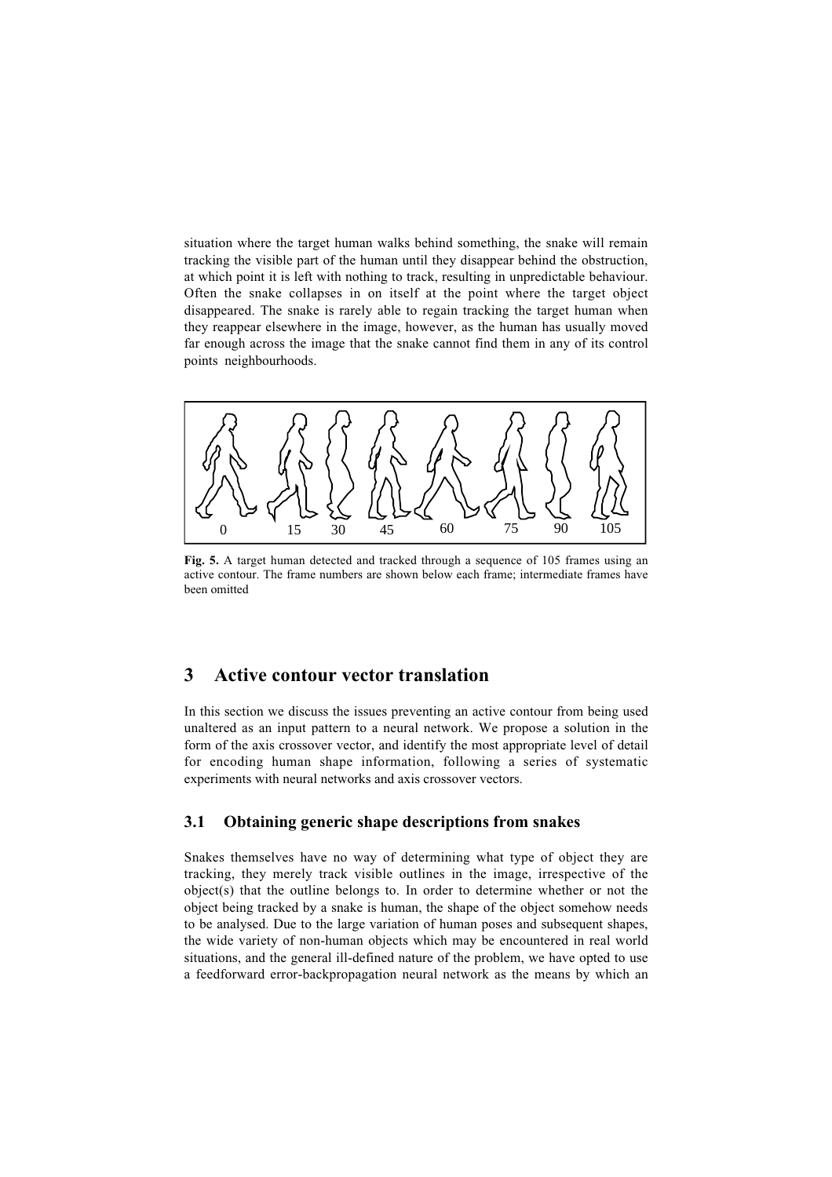situation where the target human walks behind something, the snake will remain tracking the visible part of the human until they disappear behind the obstruction, at which point it is left with nothing to track, resulting in unpredictable behaviour. Often the snake collapses in on itself at the point where the target object disappeared. The snake is rarely able to regain tracking the target human when they reappear elsewhere in the image, however, as the human has usually moved far enough across the image that the snake cannot find them in any of its control points neighbourhoods.

**Fig. 5.** A target human detected and tracked through a sequence of 105 frames using an active contour. The frame numbers are shown below each frame; intermediate frames have been omitted

## 3 Active contour vector translation

In this section we discuss the issues preventing an active contour from being used unaltered as an input pattern to a neural network. We propose a solution in the form of the axis crossover vector, and identify the most appropriate level of detail for encoding human shape information, following a series of systematic experiments with neural networks and axis crossover vectors.

### 3.1 Obtaining generic shape descriptions from snakes

Snakes themselves have no way of determining what type of object they are tracking, they merely track visible outlines in the image, irrespective of the object(s) that the outline belongs to. In order to determine whether or not the object being tracked by a snake is human, the shape of the object somehow needs to be analysed. Due to the large variation of human poses and subsequent shapes, the wide variety of non-human objects which may be encountered in real world situations, and the general ill-defined nature of the problem, we have opted to use a feedforward error-backpropagation neural network as the means by which an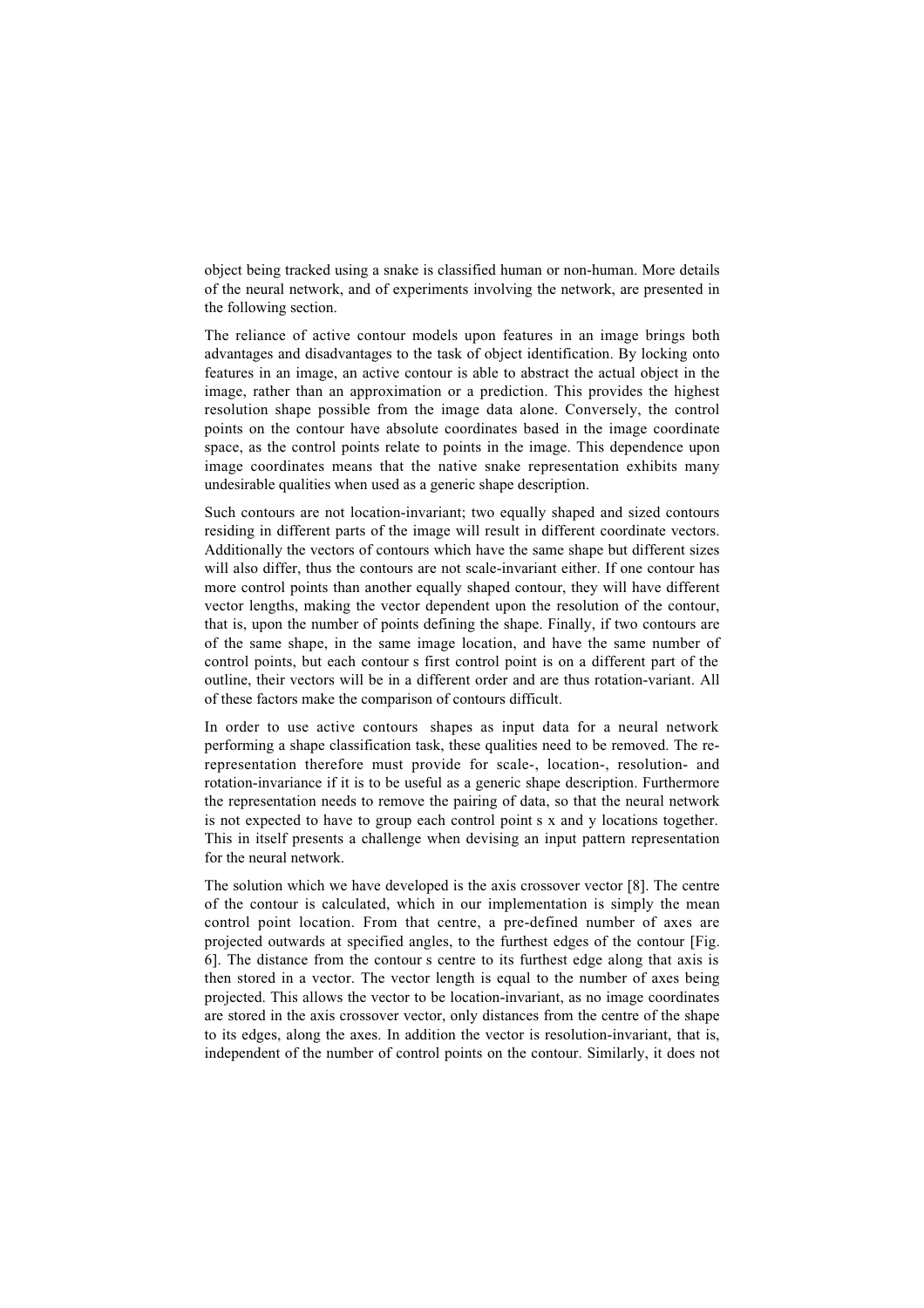object being tracked using a snake is classified human or non-human. More details of the neural network, and of experiments involving the network, are presented in the following section.

The reliance of active contour models upon features in an image brings both advantages and disadvantages to the task of object identification. By locking onto features in an image, an active contour is able to abstract the actual object in the image, rather than an approximation or a prediction. This provides the highest resolution shape possible from the image data alone. Conversely, the control points on the contour have absolute coordinates based in the image coordinate space, as the control points relate to points in the image. This dependence upon image coordinates means that the native snake representation exhibits many undesirable qualities when used as a generic shape description.

Such contours are not location-invariant; two equally shaped and sized contours residing in different parts of the image will result in different coordinate vectors. Additionally the vectors of contours which have the same shape but different sizes will also differ, thus the contours are not scale-invariant either. If one contour has more control points than another equally shaped contour, they will have different vector lengths, making the vector dependent upon the resolution of the contour, that is, upon the number of points defining the shape. Finally, if two contours are of the same shape, in the same image location, and have the same number of control points, but each contour s first control point is on a different part of the outline, their vectors will be in a different order and are thus rotation-variant. All of these factors make the comparison of contours difficult.

In order to use active contours shapes as input data for a neural network performing a shape classification task, these qualities need to be removed. The re-representation therefore must provide for scale-, location-, resolution- and rotation-invariance if it is to be useful as a generic shape description. Furthermore the representation needs to remove the pairing of data, so that the neural network is not expected to have to group each control point s x and y locations together. This in itself presents a challenge when devising an input pattern representation for the neural network.

The solution which we have developed is the axis crossover vector [8]. The centre of the contour is calculated, which in our implementation is simply the mean control point location. From that centre, a pre-defined number of axes are projected outwards at specified angles, to the furthest edges of the contour [Fig. 6]. The distance from the contour s centre to its furthest edge along that axis is then stored in a vector. The vector length is equal to the number of axes being projected. This allows the vector to be location-invariant, as no image coordinates are stored in the axis crossover vector, only distances from the centre of the shape to its edges, along the axes. In addition the vector is resolution-invariant, that is, independent of the number of control points on the contour. Similarly, it does not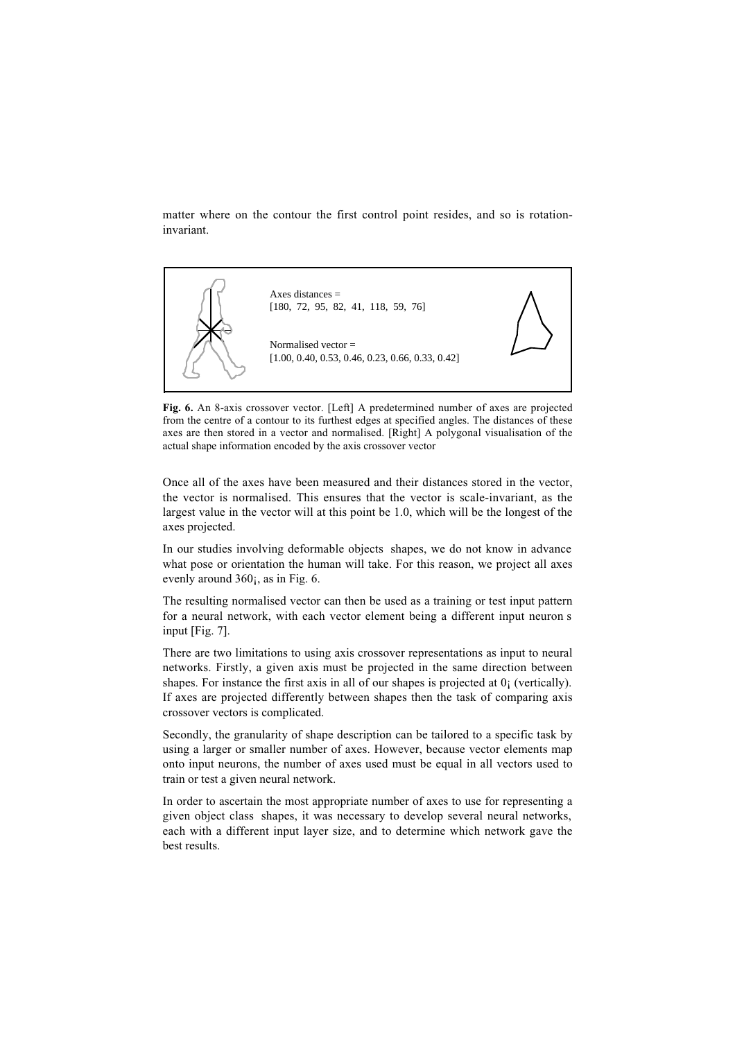matter where on the contour the first control point resides, and so is rotation-invariant.

Axes distances =
[180, 72, 95, 82, 41, 118, 59, 76]

Normalised vector =
[1.00, 0.40, 0.53, 0.46, 0.23, 0.66, 0.33, 0.42]

**Fig. 6.** An 8-axis crossover vector. [Left] A predetermined number of axes are projected from the centre of a contour to its furthest edges at specified angles. The distances of these axes are then stored in a vector and normalised. [Right] A polygonal visualisation of the actual shape information encoded by the axis crossover vector

Once all of the axes have been measured and their distances stored in the vector, the vector is normalised. This ensures that the vector is scale-invariant, as the largest value in the vector will at this point be 1.0, which will be the longest of the axes projected.

In our studies involving deformable objects shapes, we do not know in advance what pose or orientation the human will take. For this reason, we project all axes evenly around 360¡, as in Fig. 6.

The resulting normalised vector can then be used as a training or test input pattern for a neural network, with each vector element being a different input neuron s input [Fig. 7].

There are two limitations to using axis crossover representations as input to neural networks. Firstly, a given axis must be projected in the same direction between shapes. For instance the first axis in all of our shapes is projected at 0¡ (vertically). If axes are projected differently between shapes then the task of comparing axis crossover vectors is complicated.

Secondly, the granularity of shape description can be tailored to a specific task by using a larger or smaller number of axes. However, because vector elements map onto input neurons, the number of axes used must be equal in all vectors used to train or test a given neural network.

In order to ascertain the most appropriate number of axes to use for representing a given object class shapes, it was necessary to develop several neural networks, each with a different input layer size, and to determine which network gave the best results.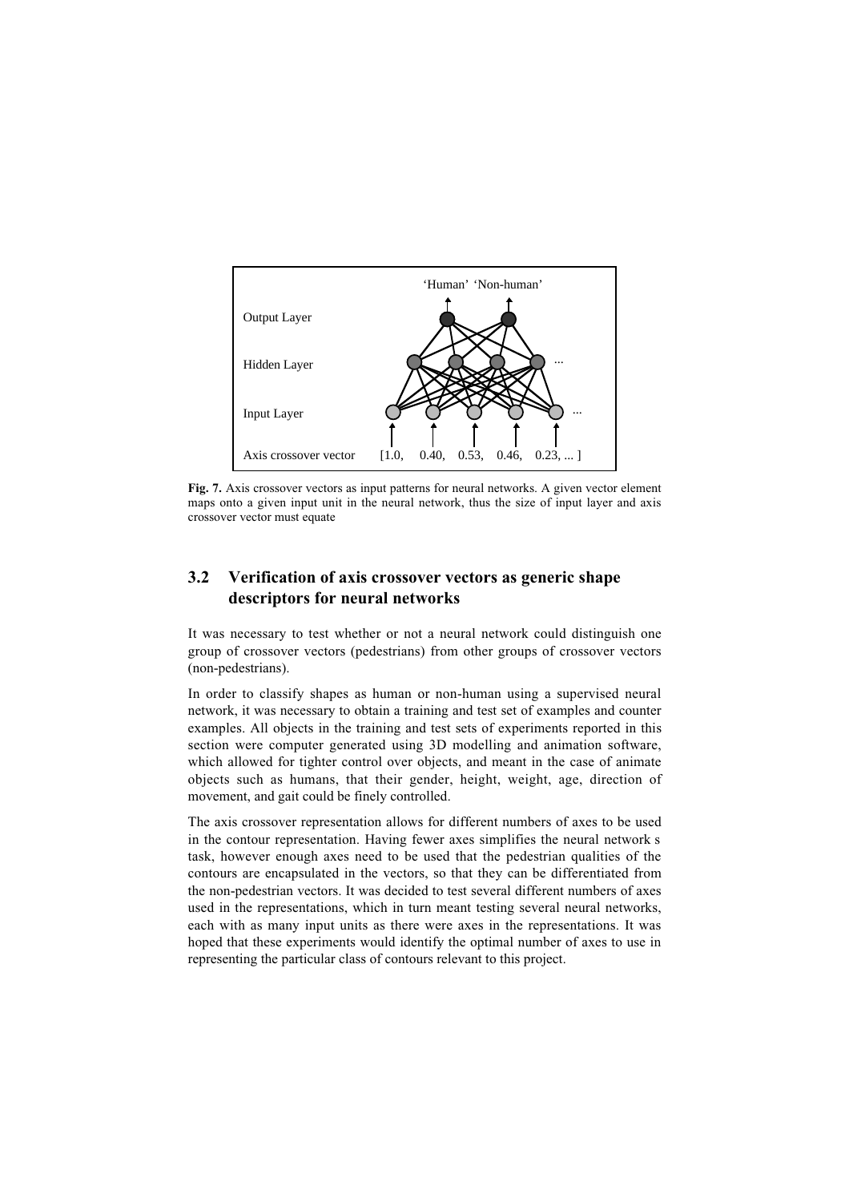'Human' 'Non-human'

Output Layer

Hidden Layer

Input Layer

Axis crossover vector [1.0, 0.40, 0.53, 0.46, 0.23, ... ]

**Fig. 7.** Axis crossover vectors as input patterns for neural networks. A given vector element maps onto a given input unit in the neural network, thus the size of input layer and axis crossover vector must equate

## 3.2 Verification of axis crossover vectors as generic shape descriptors for neural networks

It was necessary to test whether or not a neural network could distinguish one group of crossover vectors (pedestrians) from other groups of crossover vectors (non-pedestrians).

In order to classify shapes as human or non-human using a supervised neural network, it was necessary to obtain a training and test set of examples and counter examples. All objects in the training and test sets of experiments reported in this section were computer generated using 3D modelling and animation software, which allowed for tighter control over objects, and meant in the case of animate objects such as humans, that their gender, height, weight, age, direction of movement, and gait could be finely controlled.

The axis crossover representation allows for different numbers of axes to be used in the contour representation. Having fewer axes simplifies the neural network s task, however enough axes need to be used that the pedestrian qualities of the contours are encapsulated in the vectors, so that they can be differentiated from the non-pedestrian vectors. It was decided to test several different numbers of axes used in the representations, which in turn meant testing several neural networks, each with as many input units as there were axes in the representations. It was hoped that these experiments would identify the optimal number of axes to use in representing the particular class of contours relevant to this project.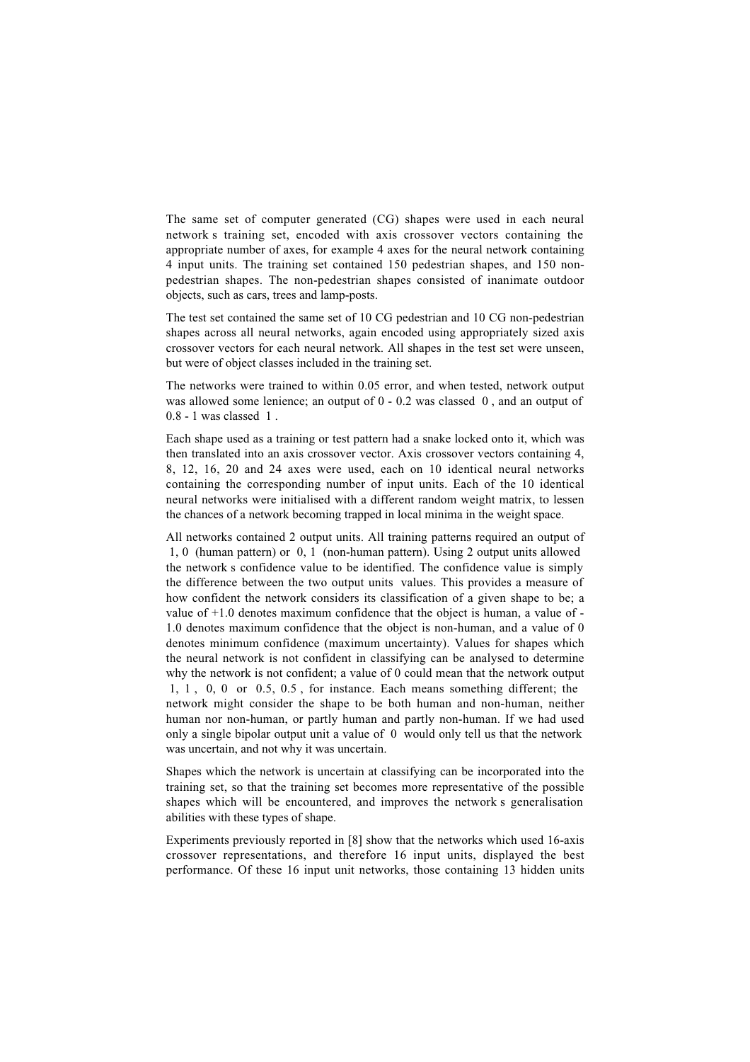The same set of computer generated (CG) shapes were used in each neural network s training set, encoded with axis crossover vectors containing the appropriate number of axes, for example 4 axes for the neural network containing 4 input units. The training set contained 150 pedestrian shapes, and 150 non-pedestrian shapes. The non-pedestrian shapes consisted of inanimate outdoor objects, such as cars, trees and lamp-posts.

The test set contained the same set of 10 CG pedestrian and 10 CG non-pedestrian shapes across all neural networks, again encoded using appropriately sized axis crossover vectors for each neural network. All shapes in the test set were unseen, but were of object classes included in the training set.

The networks were trained to within 0.05 error, and when tested, network output was allowed some lenience; an output of 0 - 0.2 was classed 0 , and an output of 0.8 - 1 was classed 1 .

Each shape used as a training or test pattern had a snake locked onto it, which was then translated into an axis crossover vector. Axis crossover vectors containing 4, 8, 12, 16, 20 and 24 axes were used, each on 10 identical neural networks containing the corresponding number of input units. Each of the 10 identical neural networks were initialised with a different random weight matrix, to lessen the chances of a network becoming trapped in local minima in the weight space.

All networks contained 2 output units. All training patterns required an output of 1, 0 (human pattern) or 0, 1 (non-human pattern). Using 2 output units allowed the network s confidence value to be identified. The confidence value is simply the difference between the two output units values. This provides a measure of how confident the network considers its classification of a given shape to be; a value of +1.0 denotes maximum confidence that the object is human, a value of -1.0 denotes maximum confidence that the object is non-human, and a value of 0 denotes minimum confidence (maximum uncertainty). Values for shapes which the neural network is not confident in classifying can be analysed to determine why the network is not confident; a value of 0 could mean that the network output 1, 1 , 0, 0 or 0.5, 0.5 , for instance. Each means something different; the network might consider the shape to be both human and non-human, neither human nor non-human, or partly human and partly non-human. If we had used only a single bipolar output unit a value of 0 would only tell us that the network was uncertain, and not why it was uncertain.

Shapes which the network is uncertain at classifying can be incorporated into the training set, so that the training set becomes more representative of the possible shapes which will be encountered, and improves the network s generalisation abilities with these types of shape.

Experiments previously reported in [8] show that the networks which used 16-axis crossover representations, and therefore 16 input units, displayed the best performance. Of these 16 input unit networks, those containing 13 hidden units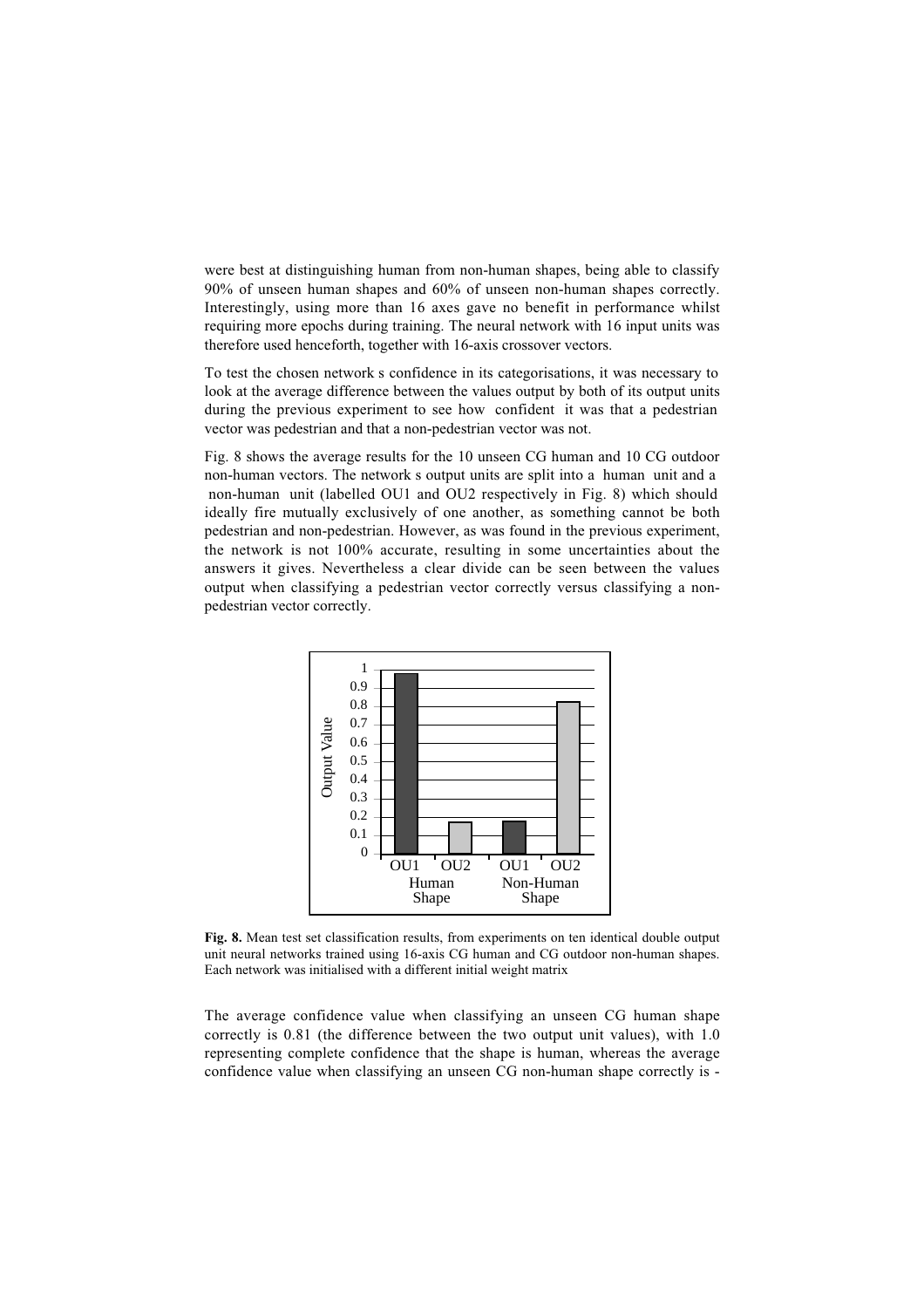were best at distinguishing human from non-human shapes, being able to classify 90% of unseen human shapes and 60% of unseen non-human shapes correctly. Interestingly, using more than 16 axes gave no benefit in performance whilst requiring more epochs during training. The neural network with 16 input units was therefore used henceforth, together with 16-axis crossover vectors.

To test the chosen network s confidence in its categorisations, it was necessary to look at the average difference between the values output by both of its output units during the previous experiment to see how confident it was that a pedestrian vector was pedestrian and that a non-pedestrian vector was not.

Fig. 8 shows the average results for the 10 unseen CG human and 10 CG outdoor non-human vectors. The network s output units are split into a human unit and a non-human unit (labelled OU1 and OU2 respectively in Fig. 8) which should ideally fire mutually exclusively of one another, as something cannot be both pedestrian and non-pedestrian. However, as was found in the previous experiment, the network is not 100% accurate, resulting in some uncertainties about the answers it gives. Nevertheless a clear divide can be seen between the values output when classifying a pedestrian vector correctly versus classifying a non-pedestrian vector correctly.

**Fig. 8.** Mean test set classification results, from experiments on ten identical double output unit neural networks trained using 16-axis CG human and CG outdoor non-human shapes. Each network was initialised with a different initial weight matrix

The average confidence value when classifying an unseen CG human shape correctly is 0.81 (the difference between the two output unit values), with 1.0 representing complete confidence that the shape is human, whereas the average confidence value when classifying an unseen CG non-human shape correctly is -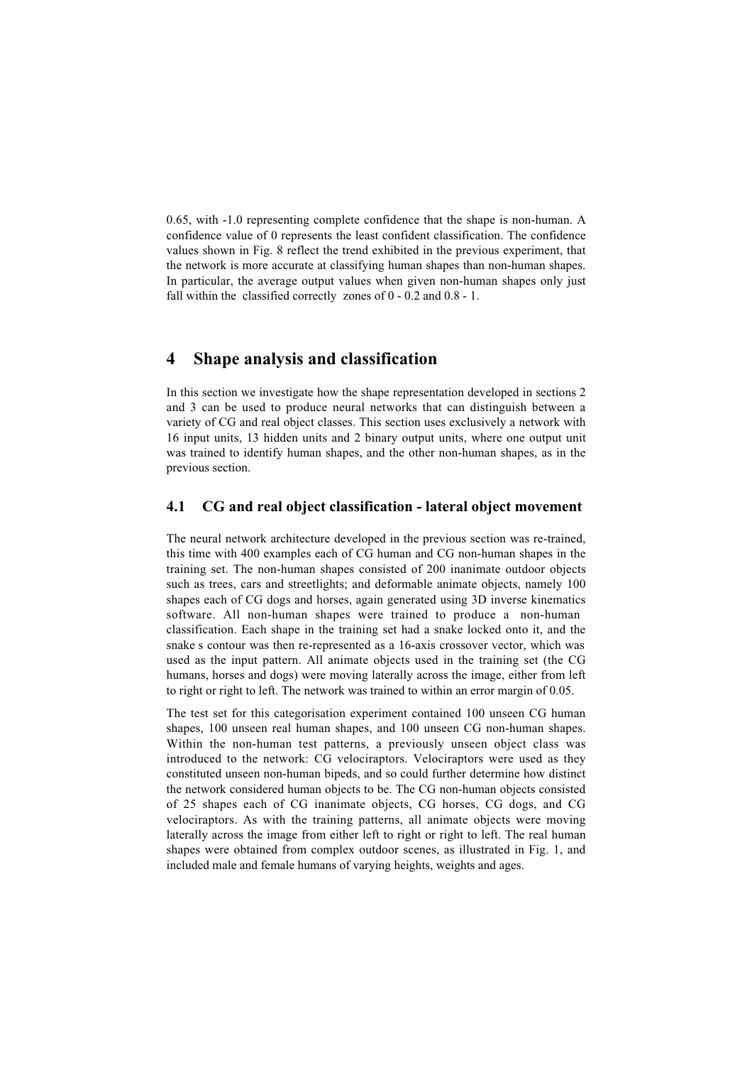0.65, with -1.0 representing complete confidence that the shape is non-human. A confidence value of 0 represents the least confident classification. The confidence values shown in Fig. 8 reflect the trend exhibited in the previous experiment, that the network is more accurate at classifying human shapes than non-human shapes. In particular, the average output values when given non-human shapes only just fall within the classified correctly zones of 0 - 0.2 and 0.8 - 1.

# 4 Shape analysis and classification

In this section we investigate how the shape representation developed in sections 2 and 3 can be used to produce neural networks that can distinguish between a variety of CG and real object classes. This section uses exclusively a network with 16 input units, 13 hidden units and 2 binary output units, where one output unit was trained to identify human shapes, and the other non-human shapes, as in the previous section.

## 4.1 CG and real object classification - lateral object movement

The neural network architecture developed in the previous section was re-trained, this time with 400 examples each of CG human and CG non-human shapes in the training set. The non-human shapes consisted of 200 inanimate outdoor objects such as trees, cars and streetlights; and deformable animate objects, namely 100 shapes each of CG dogs and horses, again generated using 3D inverse kinematics software. All non-human shapes were trained to produce a non-human classification. Each shape in the training set had a snake locked onto it, and the snake s contour was then re-represented as a 16-axis crossover vector, which was used as the input pattern. All animate objects used in the training set (the CG humans, horses and dogs) were moving laterally across the image, either from left to right or right to left. The network was trained to within an error margin of 0.05.

The test set for this categorisation experiment contained 100 unseen CG human shapes, 100 unseen real human shapes, and 100 unseen CG non-human shapes. Within the non-human test patterns, a previously unseen object class was introduced to the network: CG velociraptors. Velociraptors were used as they constituted unseen non-human bipeds, and so could further determine how distinct the network considered human objects to be. The CG non-human objects consisted of 25 shapes each of CG inanimate objects, CG horses, CG dogs, and CG velociraptors. As with the training patterns, all animate objects were moving laterally across the image from either left to right or right to left. The real human shapes were obtained from complex outdoor scenes, as illustrated in Fig. 1, and included male and female humans of varying heights, weights and ages.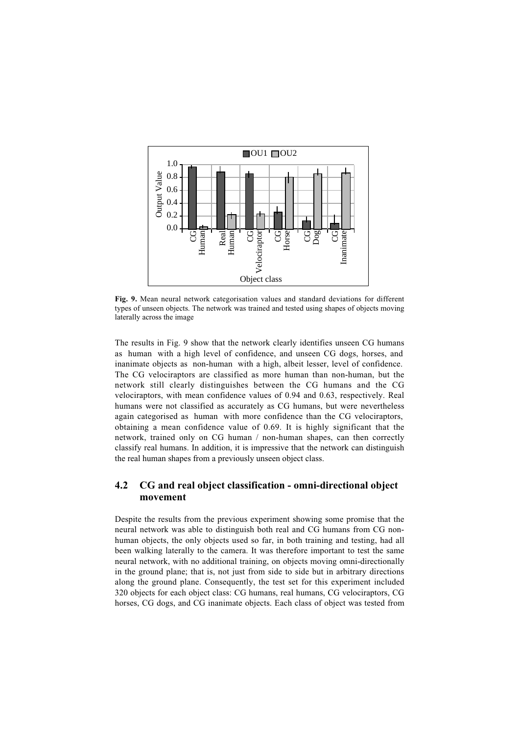**Fig. 9.** Mean neural network categorisation values and standard deviations for different types of unseen objects. The network was trained and tested using shapes of objects moving laterally across the image

The results in Fig. 9 show that the network clearly identifies unseen CG humans as human with a high level of confidence, and unseen CG dogs, horses, and inanimate objects as non-human with a high, albeit lesser, level of confidence. The CG velociraptors are classified as more human than non-human, but the network still clearly distinguishes between the CG humans and the CG velociraptors, with mean confidence values of 0.94 and 0.63, respectively. Real humans were not classified as accurately as CG humans, but were nevertheless again categorised as human with more confidence than the CG velociraptors, obtaining a mean confidence value of 0.69. It is highly significant that the network, trained only on CG human / non-human shapes, can then correctly classify real humans. In addition, it is impressive that the network can distinguish the real human shapes from a previously unseen object class.

## 4.2 CG and real object classification - omni-directional object movement

Despite the results from the previous experiment showing some promise that the neural network was able to distinguish both real and CG humans from CG non-human objects, the only objects used so far, in both training and testing, had all been walking laterally to the camera. It was therefore important to test the same neural network, with no additional training, on objects moving omni-directionally in the ground plane; that is, not just from side to side but in arbitrary directions along the ground plane. Consequently, the test set for this experiment included 320 objects for each object class: CG humans, real humans, CG velociraptors, CG horses, CG dogs, and CG inanimate objects. Each class of object was tested from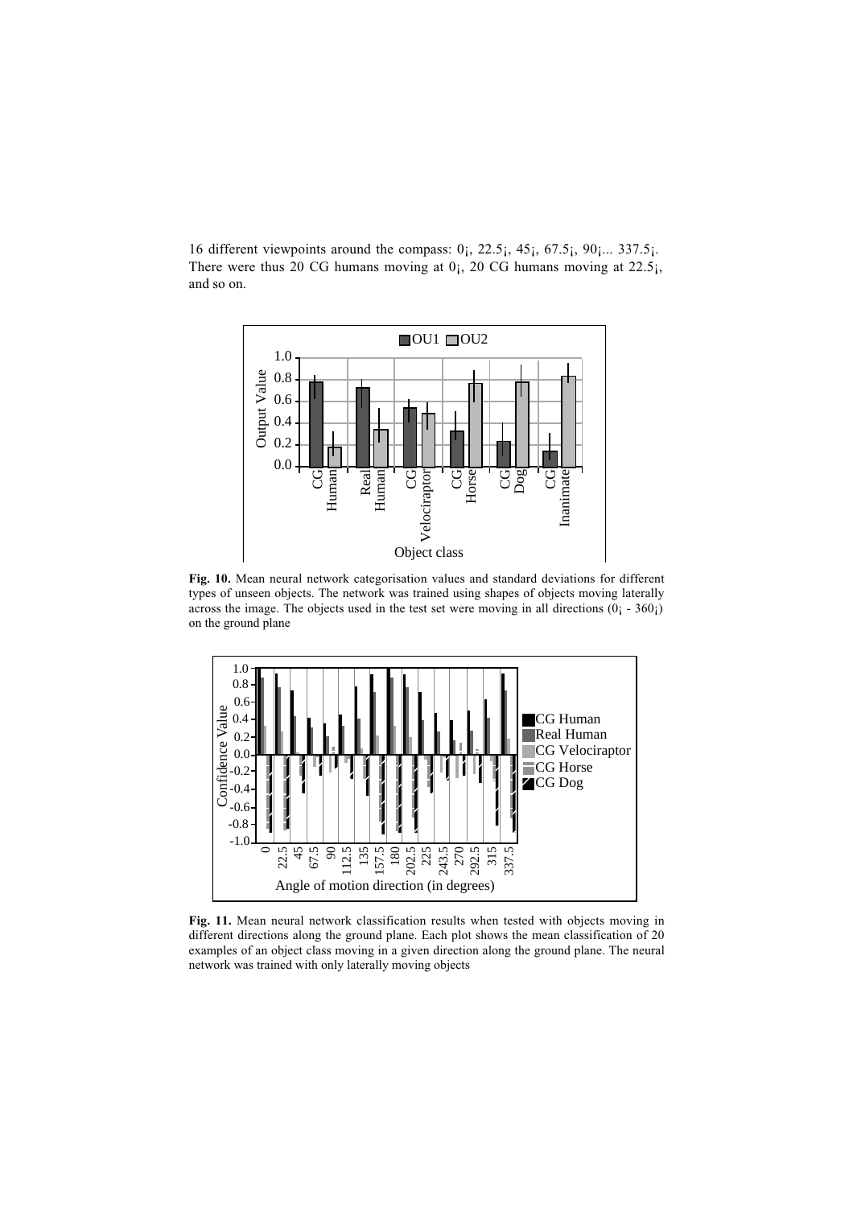16 different viewpoints around the compass: 0¡, 22.5¡, 45¡, 67.5¡, 90¡... 337.5¡. There were thus 20 CG humans moving at 0¡, 20 CG humans moving at 22.5¡, and so on.

**Fig. 10.** Mean neural network categorisation values and standard deviations for different types of unseen objects. The network was trained using shapes of objects moving laterally across the image. The objects used in the test set were moving in all directions (0¡ - 360¡) on the ground plane

**Fig. 11.** Mean neural network classification results when tested with objects moving in different directions along the ground plane. Each plot shows the mean classification of 20 examples of an object class moving in a given direction along the ground plane. The neural network was trained with only laterally moving objects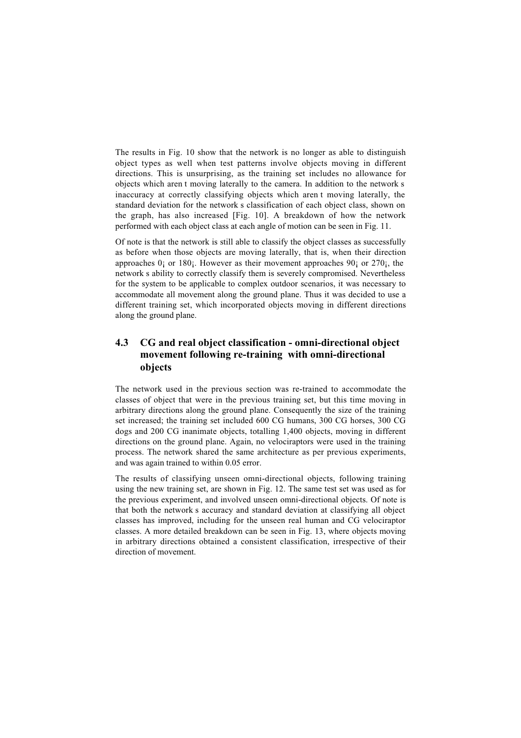The results in Fig. 10 show that the network is no longer as able to distinguish object types as well when test patterns involve objects moving in different directions. This is unsurprising, as the training set includes no allowance for objects which aren t moving laterally to the camera. In addition to the network s inaccuracy at correctly classifying objects which aren t moving laterally, the standard deviation for the network s classification of each object class, shown on the graph, has also increased [Fig. 10]. A breakdown of how the network performed with each object class at each angle of motion can be seen in Fig. 11.

Of note is that the network is still able to classify the object classes as successfully as before when those objects are moving laterally, that is, when their direction approaches 0¡ or 180¡. However as their movement approaches 90¡ or 270¡, the network s ability to correctly classify them is severely compromised. Nevertheless for the system to be applicable to complex outdoor scenarios, it was necessary to accommodate all movement along the ground plane. Thus it was decided to use a different training set, which incorporated objects moving in different directions along the ground plane.

## 4.3 CG and real object classification - omni-directional object movement following re-training with omni-directional objects

The network used in the previous section was re-trained to accommodate the classes of object that were in the previous training set, but this time moving in arbitrary directions along the ground plane. Consequently the size of the training set increased; the training set included 600 CG humans, 300 CG horses, 300 CG dogs and 200 CG inanimate objects, totalling 1,400 objects, moving in different directions on the ground plane. Again, no velociraptors were used in the training process. The network shared the same architecture as per previous experiments, and was again trained to within 0.05 error.

The results of classifying unseen omni-directional objects, following training using the new training set, are shown in Fig. 12. The same test set was used as for the previous experiment, and involved unseen omni-directional objects. Of note is that both the network s accuracy and standard deviation at classifying all object classes has improved, including for the unseen real human and CG velociraptor classes. A more detailed breakdown can be seen in Fig. 13, where objects moving in arbitrary directions obtained a consistent classification, irrespective of their direction of movement.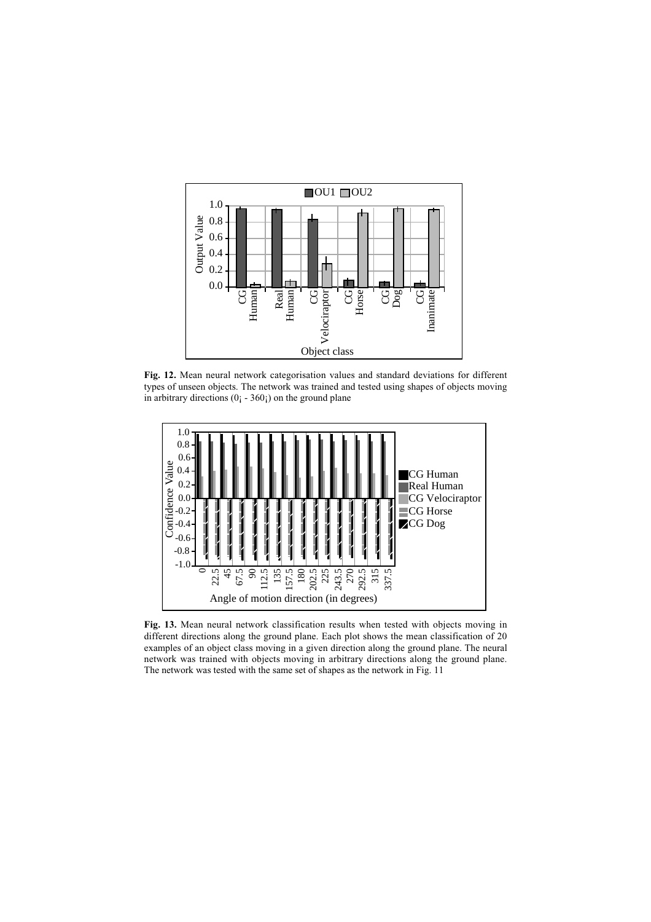**Fig. 12.** Mean neural network categorisation values and standard deviations for different types of unseen objects. The network was trained and tested using shapes of objects moving in arbitrary directions (0¡ - 360¡) on the ground plane

**Fig. 13.** Mean neural network classification results when tested with objects moving in different directions along the ground plane. Each plot shows the mean classification of 20 examples of an object class moving in a given direction along the ground plane. The neural network was trained with objects moving in arbitrary directions along the ground plane. The network was tested with the same set of shapes as the network in Fig. 11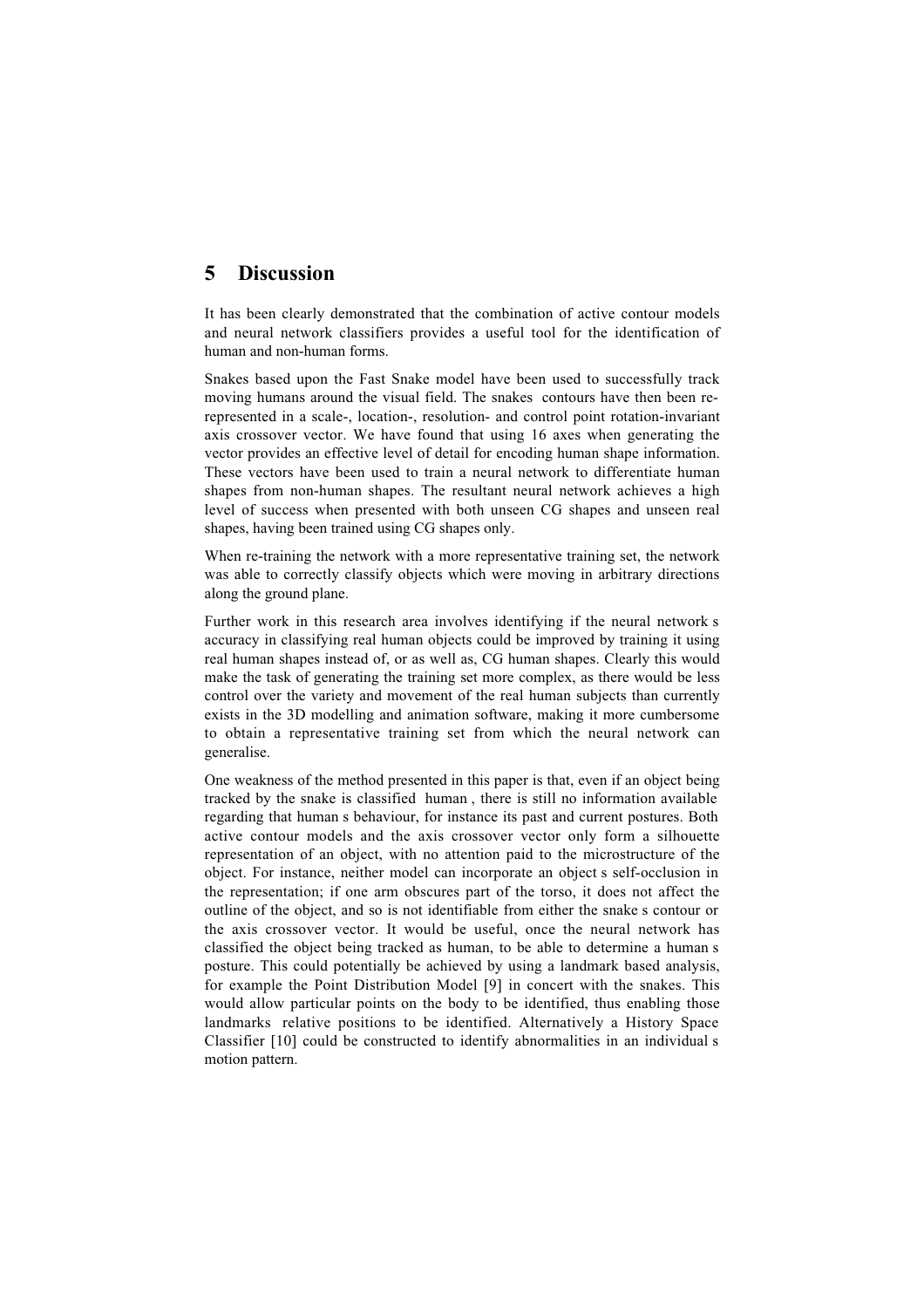## 5 Discussion

It has been clearly demonstrated that the combination of active contour models and neural network classifiers provides a useful tool for the identification of human and non-human forms.

Snakes based upon the Fast Snake model have been used to successfully track moving humans around the visual field. The snakes contours have then been re-represented in a scale-, location-, resolution- and control point rotation-invariant axis crossover vector. We have found that using 16 axes when generating the vector provides an effective level of detail for encoding human shape information. These vectors have been used to train a neural network to differentiate human shapes from non-human shapes. The resultant neural network achieves a high level of success when presented with both unseen CG shapes and unseen real shapes, having been trained using CG shapes only.

When re-training the network with a more representative training set, the network was able to correctly classify objects which were moving in arbitrary directions along the ground plane.

Further work in this research area involves identifying if the neural network s accuracy in classifying real human objects could be improved by training it using real human shapes instead of, or as well as, CG human shapes. Clearly this would make the task of generating the training set more complex, as there would be less control over the variety and movement of the real human subjects than currently exists in the 3D modelling and animation software, making it more cumbersome to obtain a representative training set from which the neural network can generalise.

One weakness of the method presented in this paper is that, even if an object being tracked by the snake is classified human , there is still no information available regarding that human s behaviour, for instance its past and current postures. Both active contour models and the axis crossover vector only form a silhouette representation of an object, with no attention paid to the microstructure of the object. For instance, neither model can incorporate an object s self-occlusion in the representation; if one arm obscures part of the torso, it does not affect the outline of the object, and so is not identifiable from either the snake s contour or the axis crossover vector. It would be useful, once the neural network has classified the object being tracked as human, to be able to determine a human s posture. This could potentially be achieved by using a landmark based analysis, for example the Point Distribution Model [9] in concert with the snakes. This would allow particular points on the body to be identified, thus enabling those landmarks relative positions to be identified. Alternatively a History Space Classifier [10] could be constructed to identify abnormalities in an individual s motion pattern.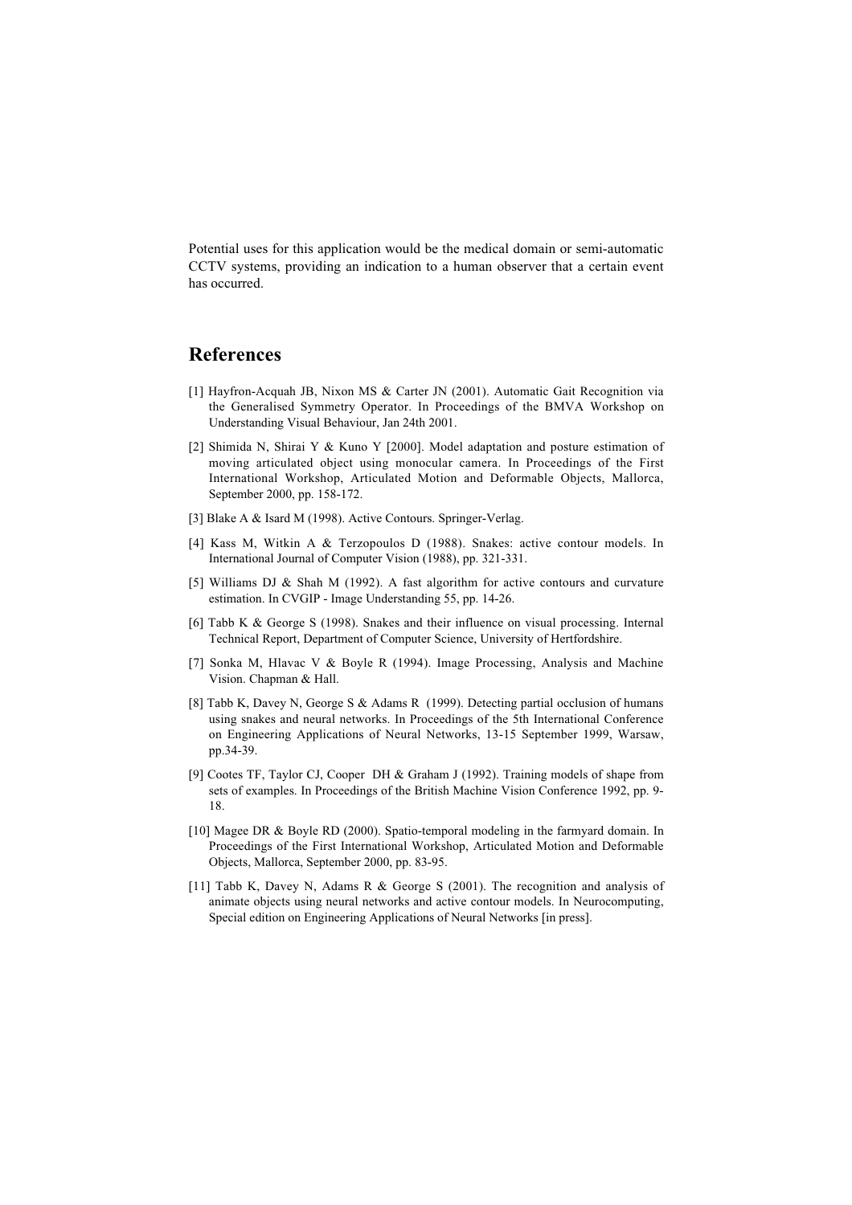Potential uses for this application would be the medical domain or semi-automatic CCTV systems, providing an indication to a human observer that a certain event has occurred.

## References

[1] Hayfron-Acquah JB, Nixon MS & Carter JN (2001). Automatic Gait Recognition via the Generalised Symmetry Operator. In Proceedings of the BMVA Workshop on Understanding Visual Behaviour, Jan 24th 2001.

[2] Shimida N, Shirai Y & Kuno Y [2000]. Model adaptation and posture estimation of moving articulated object using monocular camera. In Proceedings of the First International Workshop, Articulated Motion and Deformable Objects, Mallorca, September 2000, pp. 158-172.

[3] Blake A & Isard M (1998). Active Contours. Springer-Verlag.

[4] Kass M, Witkin A & Terzopoulos D (1988). Snakes: active contour models. In International Journal of Computer Vision (1988), pp. 321-331.

[5] Williams DJ & Shah M (1992). A fast algorithm for active contours and curvature estimation. In CVGIP - Image Understanding 55, pp. 14-26.

[6] Tabb K & George S (1998). Snakes and their influence on visual processing. Internal Technical Report, Department of Computer Science, University of Hertfordshire.

[7] Sonka M, Hlavac V & Boyle R (1994). Image Processing, Analysis and Machine Vision. Chapman & Hall.

[8] Tabb K, Davey N, George S & Adams R (1999). Detecting partial occlusion of humans using snakes and neural networks. In Proceedings of the 5th International Conference on Engineering Applications of Neural Networks, 13-15 September 1999, Warsaw, pp.34-39.

[9] Cootes TF, Taylor CJ, Cooper DH & Graham J (1992). Training models of shape from sets of examples. In Proceedings of the British Machine Vision Conference 1992, pp. 9-18.

[10] Magee DR & Boyle RD (2000). Spatio-temporal modeling in the farmyard domain. In Proceedings of the First International Workshop, Articulated Motion and Deformable Objects, Mallorca, September 2000, pp. 83-95.

[11] Tabb K, Davey N, Adams R & George S (2001). The recognition and analysis of animate objects using neural networks and active contour models. In Neurocomputing, Special edition on Engineering Applications of Neural Networks [in press].